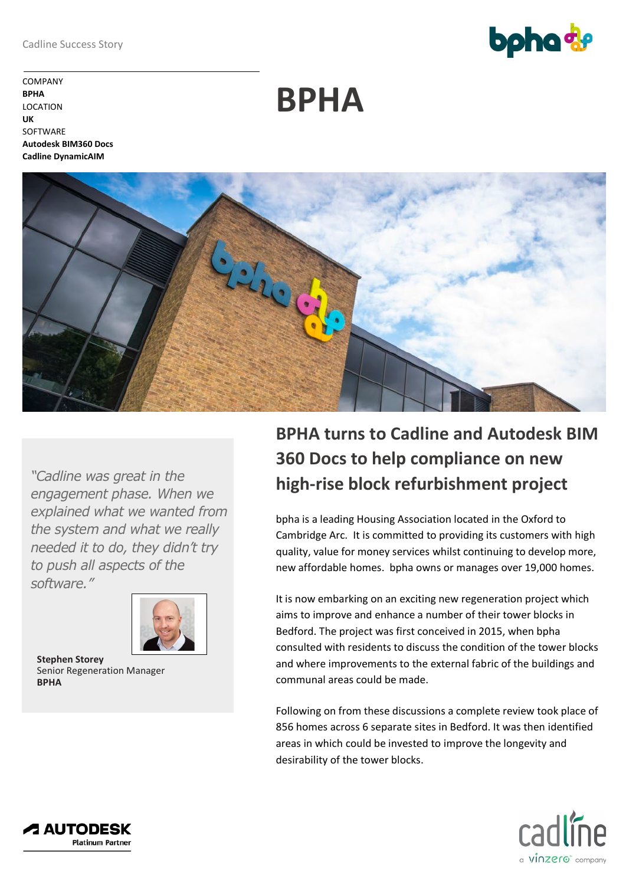Cadline Success Story

COMPANY
**BPHA**
LOCATION
**UK**
SOFTWARE
**Autodesk BIM360 Docs**
**Cadline DynamicAIM**

# BPHA

*"Cadline was great in the engagement phase. When we explained what we wanted from the system and what we really needed it to do, they didn't try to push all aspects of the software."*

**Stephen Storey**
Senior Regeneration Manager
**BPHA**

## BPHA turns to Cadline and Autodesk BIM 360 Docs to help compliance on new high-rise block refurbishment project

bpha is a leading Housing Association located in the Oxford to Cambridge Arc. It is committed to providing its customers with high quality, value for money services whilst continuing to develop more, new affordable homes. bpha owns or manages over 19,000 homes.

It is now embarking on an exciting new regeneration project which aims to improve and enhance a number of their tower blocks in Bedford. The project was first conceived in 2015, when bpha consulted with residents to discuss the condition of the tower blocks and where improvements to the external fabric of the buildings and communal areas could be made.

Following on from these discussions a complete review took place of 856 homes across 6 separate sites in Bedford. It was then identified areas in which could be invested to improve the longevity and desirability of the tower blocks.

AUTODESK Platinum Partner

cadline a vinzero company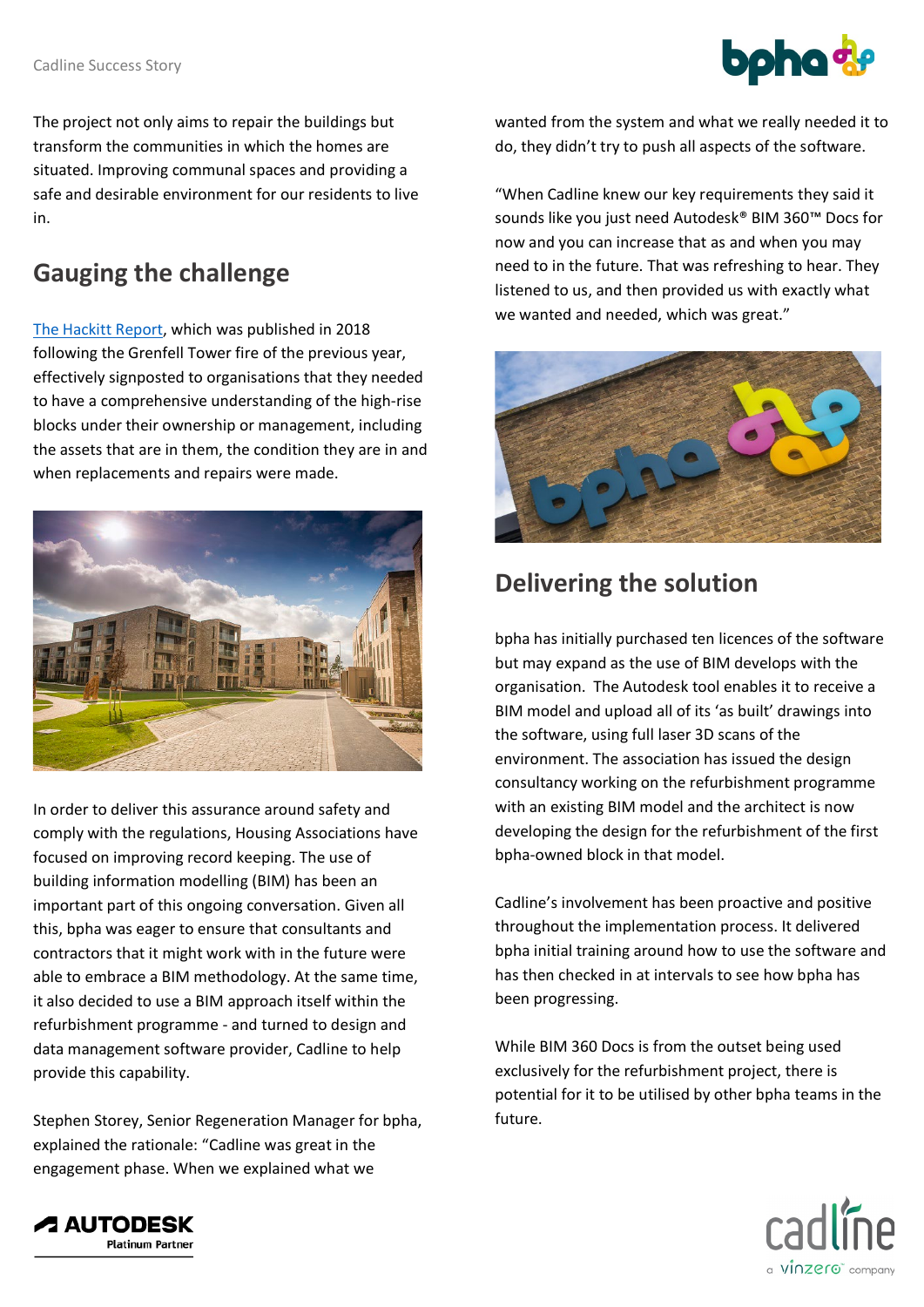The project not only aims to repair the buildings but transform the communities in which the homes are situated. Improving communal spaces and providing a safe and desirable environment for our residents to live in.

## Gauging the challenge

The Hackitt Report, which was published in 2018 following the Grenfell Tower fire of the previous year, effectively signposted to organisations that they needed to have a comprehensive understanding of the high-rise blocks under their ownership or management, including the assets that are in them, the condition they are in and when replacements and repairs were made.

In order to deliver this assurance around safety and comply with the regulations, Housing Associations have focused on improving record keeping. The use of building information modelling (BIM) has been an important part of this ongoing conversation. Given all this, bpha was eager to ensure that consultants and contractors that it might work with in the future were able to embrace a BIM methodology. At the same time, it also decided to use a BIM approach itself within the refurbishment programme - and turned to design and data management software provider, Cadline to help provide this capability.

Stephen Storey, Senior Regeneration Manager for bpha, explained the rationale: "Cadline was great in the engagement phase. When we explained what we wanted from the system and what we really needed it to do, they didn't try to push all aspects of the software.

"When Cadline knew our key requirements they said it sounds like you just need Autodesk® BIM 360™ Docs for now and you can increase that as and when you may need to in the future. That was refreshing to hear. They listened to us, and then provided us with exactly what we wanted and needed, which was great."

## Delivering the solution

bpha has initially purchased ten licences of the software but may expand as the use of BIM develops with the organisation. The Autodesk tool enables it to receive a BIM model and upload all of its 'as built' drawings into the software, using full laser 3D scans of the environment. The association has issued the design consultancy working on the refurbishment programme with an existing BIM model and the architect is now developing the design for the refurbishment of the first bpha-owned block in that model.

Cadline's involvement has been proactive and positive throughout the implementation process. It delivered bpha initial training around how to use the software and has then checked in at intervals to see how bpha has been progressing.

While BIM 360 Docs is from the outset being used exclusively for the refurbishment project, there is potential for it to be utilised by other bpha teams in the future.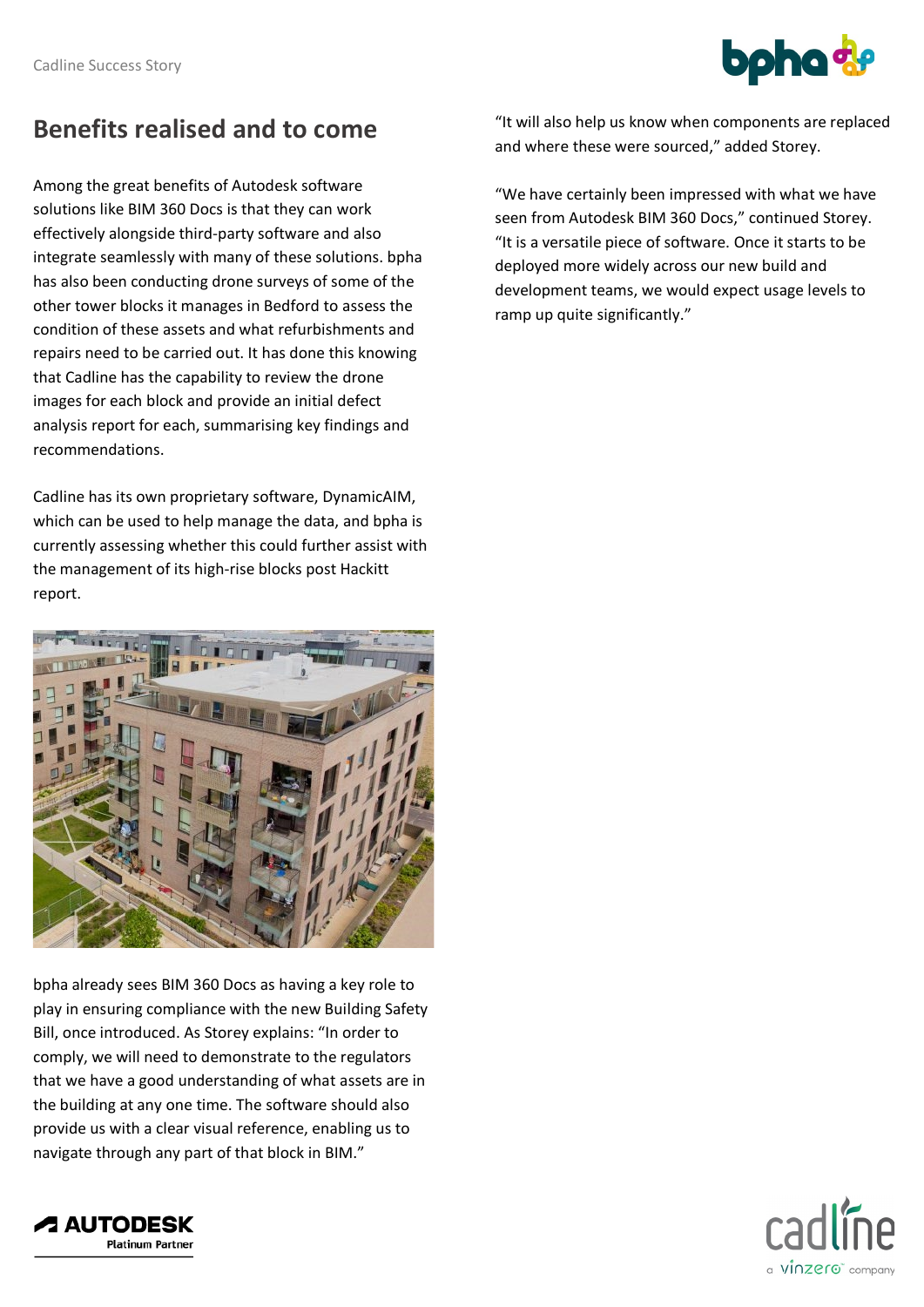## Benefits realised and to come

Among the great benefits of Autodesk software solutions like BIM 360 Docs is that they can work effectively alongside third-party software and also integrate seamlessly with many of these solutions. bpha has also been conducting drone surveys of some of the other tower blocks it manages in Bedford to assess the condition of these assets and what refurbishments and repairs need to be carried out. It has done this knowing that Cadline has the capability to review the drone images for each block and provide an initial defect analysis report for each, summarising key findings and recommendations.

Cadline has its own proprietary software, DynamicAIM, which can be used to help manage the data, and bpha is currently assessing whether this could further assist with the management of its high-rise blocks post Hackitt report.

bpha already sees BIM 360 Docs as having a key role to play in ensuring compliance with the new Building Safety Bill, once introduced. As Storey explains: "In order to comply, we will need to demonstrate to the regulators that we have a good understanding of what assets are in the building at any one time. The software should also provide us with a clear visual reference, enabling us to navigate through any part of that block in BIM."

"It will also help us know when components are replaced and where these were sourced," added Storey.

"We have certainly been impressed with what we have seen from Autodesk BIM 360 Docs," continued Storey. "It is a versatile piece of software. Once it starts to be deployed more widely across our new build and development teams, we would expect usage levels to ramp up quite significantly."